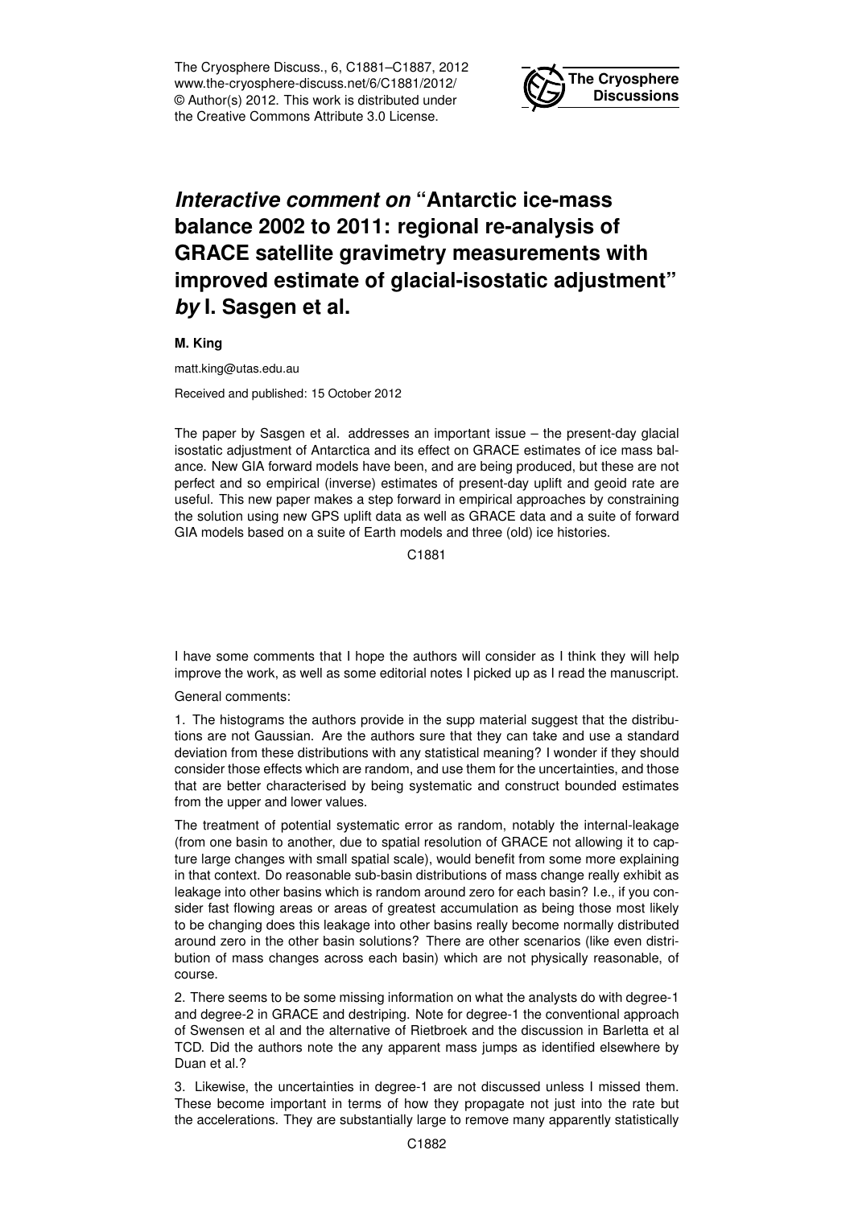# *Interactive comment on* "Antarctic ice-mass balance 2002 to 2011: regional re-analysis of GRACE satellite gravimetry measurements with improved estimate of glacial-isostatic adjustment" *by* I. Sasgen et al.

**M. King**

matt.king@utas.edu.au

Received and published: 15 October 2012

The paper by Sasgen et al. addresses an important issue – the present-day glacial isostatic adjustment of Antarctica and its effect on GRACE estimates of ice mass balance. New GIA forward models have been, and are being produced, but these are not perfect and so empirical (inverse) estimates of present-day uplift and geoid rate are useful. This new paper makes a step forward in empirical approaches by constraining the solution using new GPS uplift data as well as GRACE data and a suite of forward GIA models based on a suite of Earth models and three (old) ice histories.

I have some comments that I hope the authors will consider as I think they will help improve the work, as well as some editorial notes I picked up as I read the manuscript.

General comments:

1. The histograms the authors provide in the supp material suggest that the distributions are not Gaussian. Are the authors sure that they can take and use a standard deviation from these distributions with any statistical meaning? I wonder if they should consider those effects which are random, and use them for the uncertainties, and those that are better characterised by being systematic and construct bounded estimates from the upper and lower values.

The treatment of potential systematic error as random, notably the internal-leakage (from one basin to another, due to spatial resolution of GRACE not allowing it to capture large changes with small spatial scale), would benefit from some more explaining in that context. Do reasonable sub-basin distributions of mass change really exhibit as leakage into other basins which is random around zero for each basin? I.e., if you consider fast flowing areas or areas of greatest accumulation as being those most likely to be changing does this leakage into other basins really become normally distributed around zero in the other basin solutions? There are other scenarios (like even distribution of mass changes across each basin) which are not physically reasonable, of course.

2. There seems to be some missing information on what the analysts do with degree-1 and degree-2 in GRACE and destriping. Note for degree-1 the conventional approach of Swensen et al and the alternative of Rietbroek and the discussion in Barletta et al TCD. Did the authors note the any apparent mass jumps as identified elsewhere by Duan et al.?

3. Likewise, the uncertainties in degree-1 are not discussed unless I missed them. These become important in terms of how they propagate not just into the rate but the accelerations. They are substantially large to remove many apparently statistically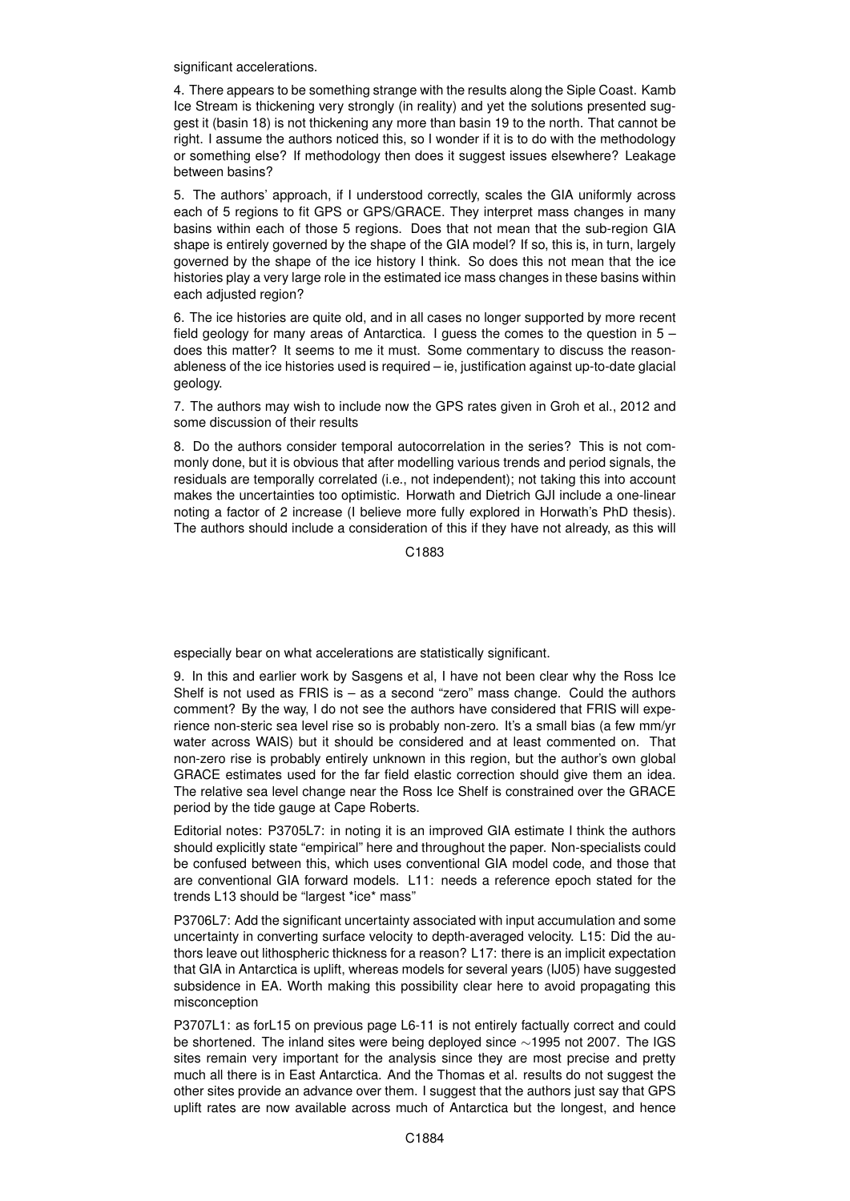significant accelerations.

4. There appears to be something strange with the results along the Siple Coast. Kamb Ice Stream is thickening very strongly (in reality) and yet the solutions presented suggest it (basin 18) is not thickening any more than basin 19 to the north. That cannot be right. I assume the authors noticed this, so I wonder if it is to do with the methodology or something else? If methodology then does it suggest issues elsewhere? Leakage between basins?

5. The authors' approach, if I understood correctly, scales the GIA uniformly across each of 5 regions to fit GPS or GPS/GRACE. They interpret mass changes in many basins within each of those 5 regions. Does that not mean that the sub-region GIA shape is entirely governed by the shape of the GIA model? If so, this is, in turn, largely governed by the shape of the ice history I think. So does this not mean that the ice histories play a very large role in the estimated ice mass changes in these basins within each adjusted region?

6. The ice histories are quite old, and in all cases no longer supported by more recent field geology for many areas of Antarctica. I guess the comes to the question in 5 – does this matter? It seems to me it must. Some commentary to discuss the reasonableness of the ice histories used is required – ie, justification against up-to-date glacial geology.

7. The authors may wish to include now the GPS rates given in Groh et al., 2012 and some discussion of their results

8. Do the authors consider temporal autocorrelation in the series? This is not commonly done, but it is obvious that after modelling various trends and period signals, the residuals are temporally correlated (i.e., not independent); not taking this into account makes the uncertainties too optimistic. Horwath and Dietrich GJI include a one-linear noting a factor of 2 increase (I believe more fully explored in Horwath's PhD thesis). The authors should include a consideration of this if they have not already, as this will especially bear on what accelerations are statistically significant.

9. In this and earlier work by Sasgens et al, I have not been clear why the Ross Ice Shelf is not used as FRIS is – as a second "zero" mass change. Could the authors comment? By the way, I do not see the authors have considered that FRIS will experience non-steric sea level rise so is probably non-zero. It's a small bias (a few mm/yr water across WAIS) but it should be considered and at least commented on. That non-zero rise is probably entirely unknown in this region, but the author's own global GRACE estimates used for the far field elastic correction should give them an idea. The relative sea level change near the Ross Ice Shelf is constrained over the GRACE period by the tide gauge at Cape Roberts.

Editorial notes: P3705L7: in noting it is an improved GIA estimate I think the authors should explicitly state "empirical" here and throughout the paper. Non-specialists could be confused between this, which uses conventional GIA model code, and those that are conventional GIA forward models. L11: needs a reference epoch stated for the trends L13 should be "largest *ice* mass"

P3706L7: Add the significant uncertainty associated with input accumulation and some uncertainty in converting surface velocity to depth-averaged velocity. L15: Did the authors leave out lithospheric thickness for a reason? L17: there is an implicit expectation that GIA in Antarctica is uplift, whereas models for several years (IJ05) have suggested subsidence in EA. Worth making this possibility clear here to avoid propagating this misconception

P3707L1: as forL15 on previous page L6-11 is not entirely factually correct and could be shortened. The inland sites were being deployed since ∼1995 not 2007. The IGS sites remain very important for the analysis since they are most precise and pretty much all there is in East Antarctica. And the Thomas et al. results do not suggest the other sites provide an advance over them. I suggest that the authors just say that GPS uplift rates are now available across much of Antarctica but the longest, and hence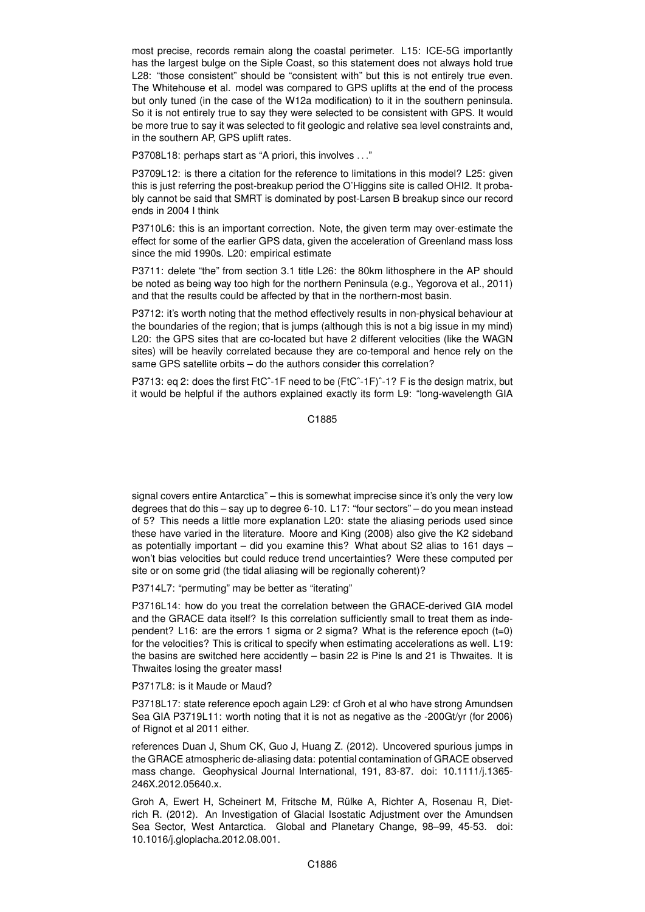most precise, records remain along the coastal perimeter. L15: ICE-5G importantly has the largest bulge on the Siple Coast, so this statement does not always hold true L28: "those consistent" should be "consistent with" but this is not entirely true even. The Whitehouse et al. model was compared to GPS uplifts at the end of the process but only tuned (in the case of the W12a modification) to it in the southern peninsula. So it is not entirely true to say they were selected to be consistent with GPS. It would be more true to say it was selected to fit geologic and relative sea level constraints and, in the southern AP, GPS uplift rates.

P3708L18: perhaps start as "A priori, this involves . . ."

P3709L12: is there a citation for the reference to limitations in this model? L25: given this is just referring the post-breakup period the O'Higgins site is called OHI2. It probably cannot be said that SMRT is dominated by post-Larsen B breakup since our record ends in 2004 I think

P3710L6: this is an important correction. Note, the given term may over-estimate the effect for some of the earlier GPS data, given the acceleration of Greenland mass loss since the mid 1990s. L20: empirical estimate

P3711: delete "the" from section 3.1 title L26: the 80km lithosphere in the AP should be noted as being way too high for the northern Peninsula (e.g., Yegorova et al., 2011) and that the results could be affected by that in the northern-most basin.

P3712: it's worth noting that the method effectively results in non-physical behaviour at the boundaries of the region; that is jumps (although this is not a big issue in my mind) L20: the GPS sites that are co-located but have 2 different velocities (like the WAGN sites) will be heavily correlated because they are co-temporal and hence rely on the same GPS satellite orbits – do the authors consider this correlation?

P3713: eq 2: does the first FtCˆ-1F need to be (FtCˆ-1F)ˆ-1? F is the design matrix, but it would be helpful if the authors explained exactly its form L9: "long-wavelength GIA signal covers entire Antarctica" – this is somewhat imprecise since it's only the very low degrees that do this – say up to degree 6-10. L17: "four sectors" – do you mean instead of 5? This needs a little more explanation L20: state the aliasing periods used since these have varied in the literature. Moore and King (2008) also give the K2 sideband as potentially important – did you examine this? What about S2 alias to 161 days – won't bias velocities but could reduce trend uncertainties? Were these computed per site or on some grid (the tidal aliasing will be regionally coherent)?

P3714L7: "permuting" may be better as "iterating"

P3716L14: how do you treat the correlation between the GRACE-derived GIA model and the GRACE data itself? Is this correlation sufficiently small to treat them as independent? L16: are the errors 1 sigma or 2 sigma? What is the reference epoch (t=0) for the velocities? This is critical to specify when estimating accelerations as well. L19: the basins are switched here accidently – basin 22 is Pine Is and 21 is Thwaites. It is Thwaites losing the greater mass!

P3717L8: is it Maude or Maud?

P3718L17: state reference epoch again L29: cf Groh et al who have strong Amundsen Sea GIA P3719L11: worth noting that it is not as negative as the -200Gt/yr (for 2006) of Rignot et al 2011 either.

references Duan J, Shum CK, Guo J, Huang Z. (2012). Uncovered spurious jumps in the GRACE atmospheric de-aliasing data: potential contamination of GRACE observed mass change. Geophysical Journal International, 191, 83-87. doi: 10.1111/j.1365-246X.2012.05640.x.

Groh A, Ewert H, Scheinert M, Fritsche M, Rülke A, Richter A, Rosenau R, Dietrich R. (2012). An Investigation of Glacial Isostatic Adjustment over the Amundsen Sea Sector, West Antarctica. Global and Planetary Change, 98–99, 45-53. doi: 10.1016/j.gloplacha.2012.08.001.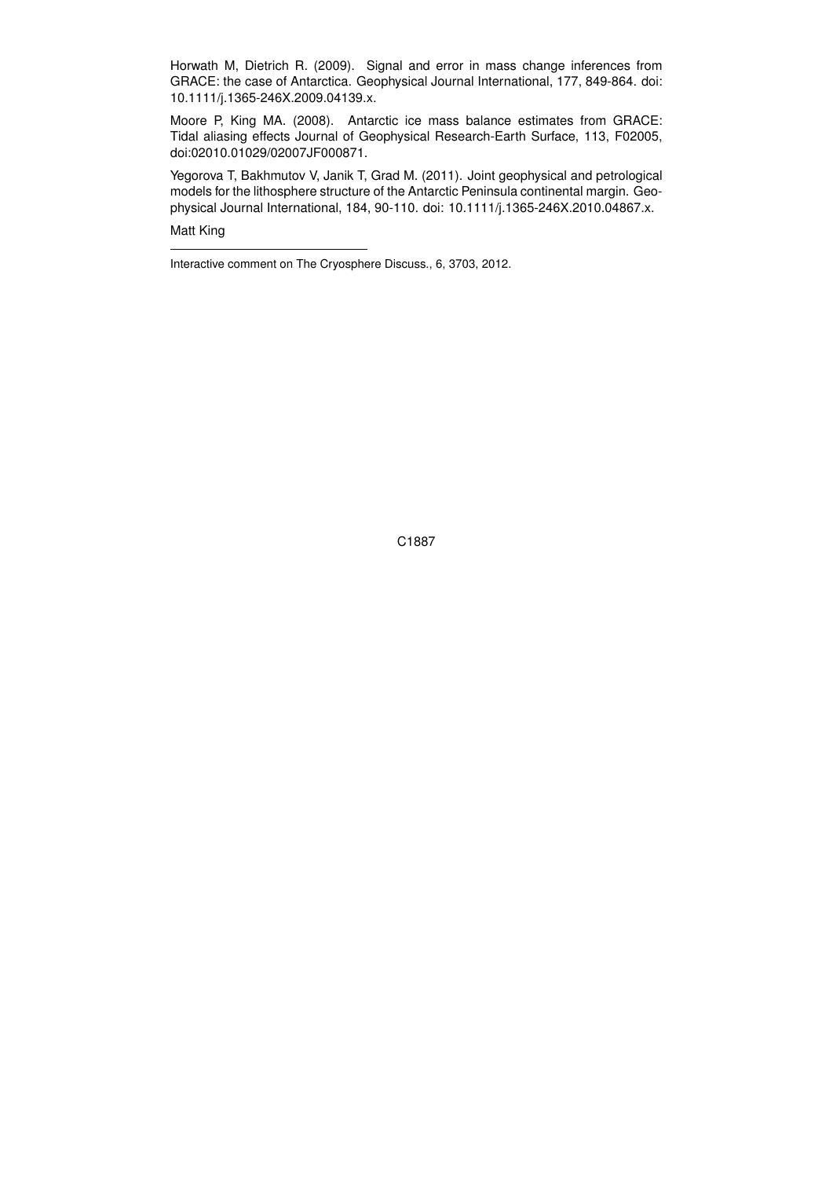Horwath M, Dietrich R. (2009). Signal and error in mass change inferences from GRACE: the case of Antarctica. Geophysical Journal International, 177, 849-864. doi: 10.1111/j.1365-246X.2009.04139.x.

Moore P, King MA. (2008). Antarctic ice mass balance estimates from GRACE: Tidal aliasing effects Journal of Geophysical Research-Earth Surface, 113, F02005, doi:02010.01029/02007JF000871.

Yegorova T, Bakhmutov V, Janik T, Grad M. (2011). Joint geophysical and petrological models for the lithosphere structure of the Antarctic Peninsula continental margin. Geophysical Journal International, 184, 90-110. doi: 10.1111/j.1365-246X.2010.04867.x.

Matt King

---

Interactive comment on The Cryosphere Discuss., 6, 3703, 2012.